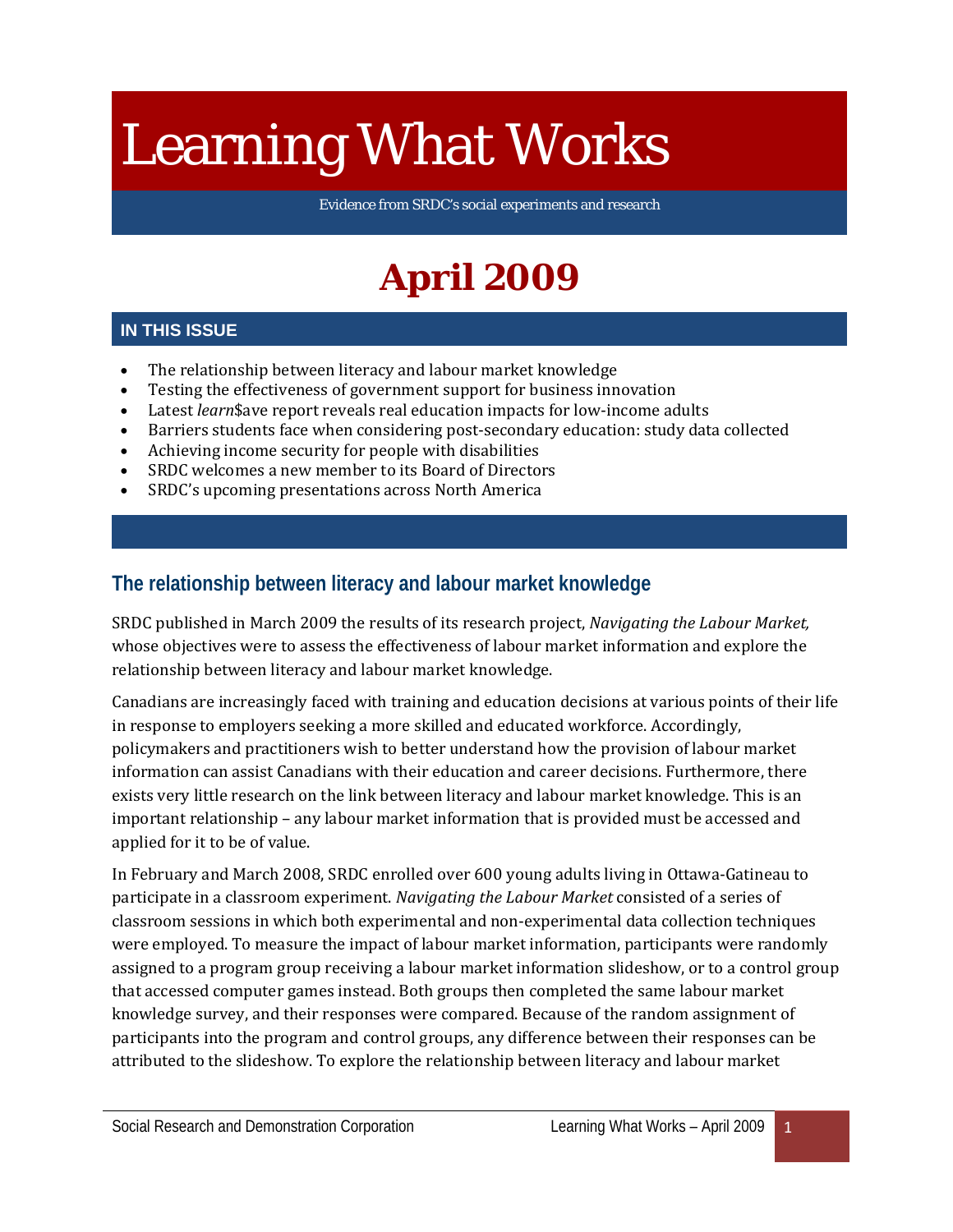# Learning What Works

Evidence from SRDC's social experiments and research

# April 2009

## IN THIS ISSUE

- The relationship between literacy and labour market knowledge
- Testing the effectiveness of government support for business innovation
- Latest *learn*$ave report reveals real education impacts for low-income adults
- Barriers students face when considering post-secondary education: study data collected
- Achieving income security for people with disabilities
- SRDC welcomes a new member to its Board of Directors
- SRDC's upcoming presentations across North America

## The relationship between literacy and labour market knowledge

SRDC published in March 2009 the results of its research project, *Navigating the Labour Market,* whose objectives were to assess the effectiveness of labour market information and explore the relationship between literacy and labour market knowledge.

Canadians are increasingly faced with training and education decisions at various points of their life in response to employers seeking a more skilled and educated workforce. Accordingly, policymakers and practitioners wish to better understand how the provision of labour market information can assist Canadians with their education and career decisions. Furthermore, there exists very little research on the link between literacy and labour market knowledge. This is an important relationship – any labour market information that is provided must be accessed and applied for it to be of value.

In February and March 2008, SRDC enrolled over 600 young adults living in Ottawa-Gatineau to participate in a classroom experiment. *Navigating the Labour Market* consisted of a series of classroom sessions in which both experimental and non-experimental data collection techniques were employed. To measure the impact of labour market information, participants were randomly assigned to a program group receiving a labour market information slideshow, or to a control group that accessed computer games instead. Both groups then completed the same labour market knowledge survey, and their responses were compared. Because of the random assignment of participants into the program and control groups, any difference between their responses can be attributed to the slideshow. To explore the relationship between literacy and labour market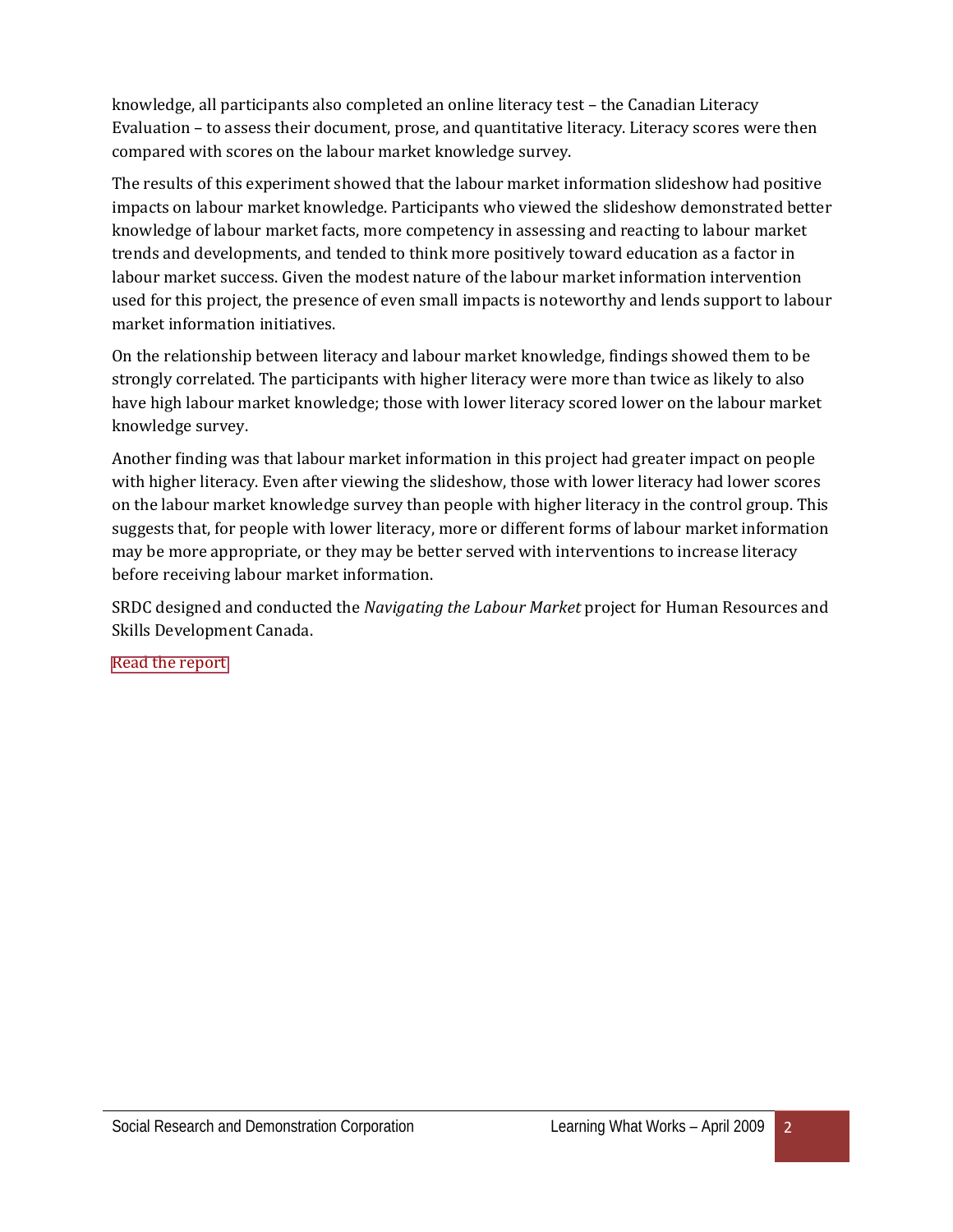knowledge, all participants also completed an online literacy test – the Canadian Literacy Evaluation – to assess their document, prose, and quantitative literacy. Literacy scores were then compared with scores on the labour market knowledge survey.

The results of this experiment showed that the labour market information slideshow had positive impacts on labour market knowledge. Participants who viewed the slideshow demonstrated better knowledge of labour market facts, more competency in assessing and reacting to labour market trends and developments, and tended to think more positively toward education as a factor in labour market success. Given the modest nature of the labour market information intervention used for this project, the presence of even small impacts is noteworthy and lends support to labour market information initiatives.

On the relationship between literacy and labour market knowledge, findings showed them to be strongly correlated. The participants with higher literacy were more than twice as likely to also have high labour market knowledge; those with lower literacy scored lower on the labour market knowledge survey.

Another finding was that labour market information in this project had greater impact on people with higher literacy. Even after viewing the slideshow, those with lower literacy had lower scores on the labour market knowledge survey than people with higher literacy in the control group. This suggests that, for people with lower literacy, more or different forms of labour market information may be more appropriate, or they may be better served with interventions to increase literacy before receiving labour market information.

SRDC designed and conducted the *Navigating the Labour Market* project for Human Resources and Skills Development Canada.

Read the report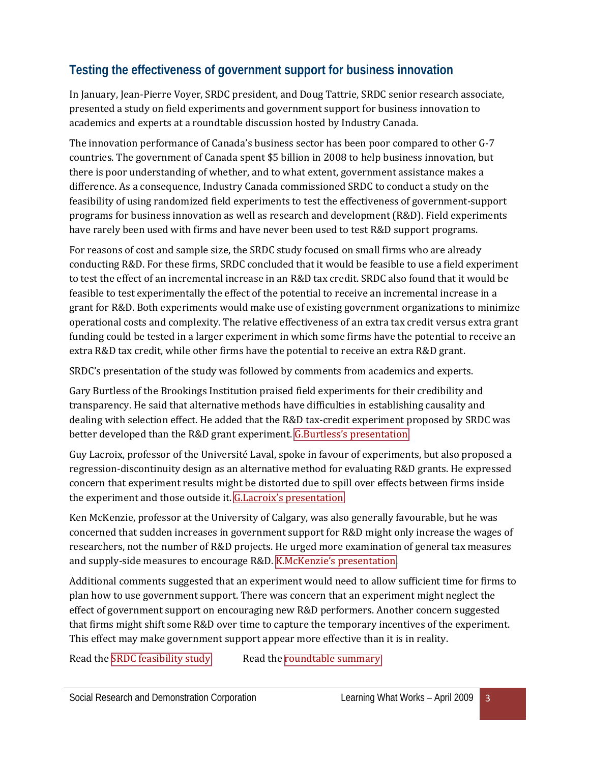## Testing the effectiveness of government support for business innovation

In January, Jean-Pierre Voyer, SRDC president, and Doug Tattrie, SRDC senior research associate, presented a study on field experiments and government support for business innovation to academics and experts at a roundtable discussion hosted by Industry Canada.

The innovation performance of Canada's business sector has been poor compared to other G-7 countries. The government of Canada spent $5 billion in 2008 to help business innovation, but there is poor understanding of whether, and to what extent, government assistance makes a difference. As a consequence, Industry Canada commissioned SRDC to conduct a study on the feasibility of using randomized field experiments to test the effectiveness of government-support programs for business innovation as well as research and development (R&D). Field experiments have rarely been used with firms and have never been used to test R&D support programs.

For reasons of cost and sample size, the SRDC study focused on small firms who are already conducting R&D. For these firms, SRDC concluded that it would be feasible to use a field experiment to test the effect of an incremental increase in an R&D tax credit. SRDC also found that it would be feasible to test experimentally the effect of the potential to receive an incremental increase in a grant for R&D. Both experiments would make use of existing government organizations to minimize operational costs and complexity. The relative effectiveness of an extra tax credit versus extra grant funding could be tested in a larger experiment in which some firms have the potential to receive an extra R&D tax credit, while other firms have the potential to receive an extra R&D grant.

SRDC's presentation of the study was followed by comments from academics and experts.

Gary Burtless of the Brookings Institution praised field experiments for their credibility and transparency. He said that alternative methods have difficulties in establishing causality and dealing with selection effect. He added that the R&D tax-credit experiment proposed by SRDC was better developed than the R&D grant experiment. G.Burtless's presentation

Guy Lacroix, professor of the Université Laval, spoke in favour of experiments, but also proposed a regression-discontinuity design as an alternative method for evaluating R&D grants. He expressed concern that experiment results might be distorted due to spill over effects between firms inside the experiment and those outside it. G.Lacroix's presentation

Ken McKenzie, professor at the University of Calgary, was also generally favourable, but he was concerned that sudden increases in government support for R&D might only increase the wages of researchers, not the number of R&D projects. He urged more examination of general tax measures and supply-side measures to encourage R&D. K.McKenzie's presentation.

Additional comments suggested that an experiment would need to allow sufficient time for firms to plan how to use government support. There was concern that an experiment might neglect the effect of government support on encouraging new R&D performers. Another concern suggested that firms might shift some R&D over time to capture the temporary incentives of the experiment. This effect may make government support appear more effective than it is in reality.

Read the SRDC feasibility study     Read the roundtable summary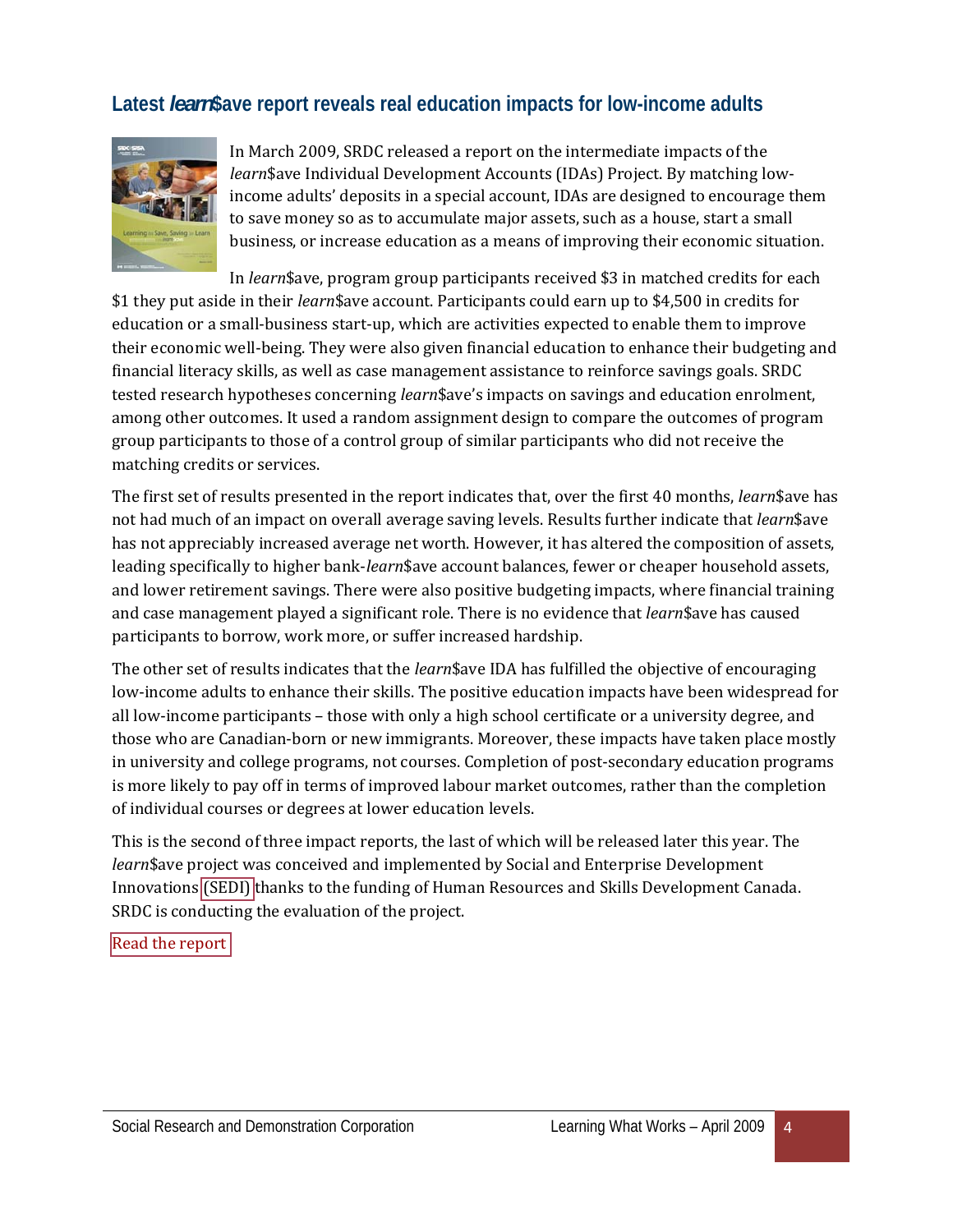## Latest *learn*$ave report reveals real education impacts for low-income adults

In March 2009, SRDC released a report on the intermediate impacts of the *learn*$ave Individual Development Accounts (IDAs) Project. By matching low-income adults' deposits in a special account, IDAs are designed to encourage them to save money so as to accumulate major assets, such as a house, start a small business, or increase education as a means of improving their economic situation.

In *learn*$ave, program group participants received $3 in matched credits for each $1 they put aside in their *learn*$ave account. Participants could earn up to $4,500 in credits for education or a small-business start-up, which are activities expected to enable them to improve their economic well-being. They were also given financial education to enhance their budgeting and financial literacy skills, as well as case management assistance to reinforce savings goals. SRDC tested research hypotheses concerning *learn*$ave's impacts on savings and education enrolment, among other outcomes. It used a random assignment design to compare the outcomes of program group participants to those of a control group of similar participants who did not receive the matching credits or services.

The first set of results presented in the report indicates that, over the first 40 months, *learn*$ave has not had much of an impact on overall average saving levels. Results further indicate that *learn*$ave has not appreciably increased average net worth. However, it has altered the composition of assets, leading specifically to higher bank-*learn*$ave account balances, fewer or cheaper household assets, and lower retirement savings. There were also positive budgeting impacts, where financial training and case management played a significant role. There is no evidence that *learn*$ave has caused participants to borrow, work more, or suffer increased hardship.

The other set of results indicates that the *learn*$ave IDA has fulfilled the objective of encouraging low-income adults to enhance their skills. The positive education impacts have been widespread for all low-income participants – those with only a high school certificate or a university degree, and those who are Canadian-born or new immigrants. Moreover, these impacts have taken place mostly in university and college programs, not courses. Completion of post-secondary education programs is more likely to pay off in terms of improved labour market outcomes, rather than the completion of individual courses or degrees at lower education levels.

This is the second of three impact reports, the last of which will be released later this year. The *learn*$ave project was conceived and implemented by Social and Enterprise Development Innovations (SEDI) thanks to the funding of Human Resources and Skills Development Canada. SRDC is conducting the evaluation of the project.

Read the report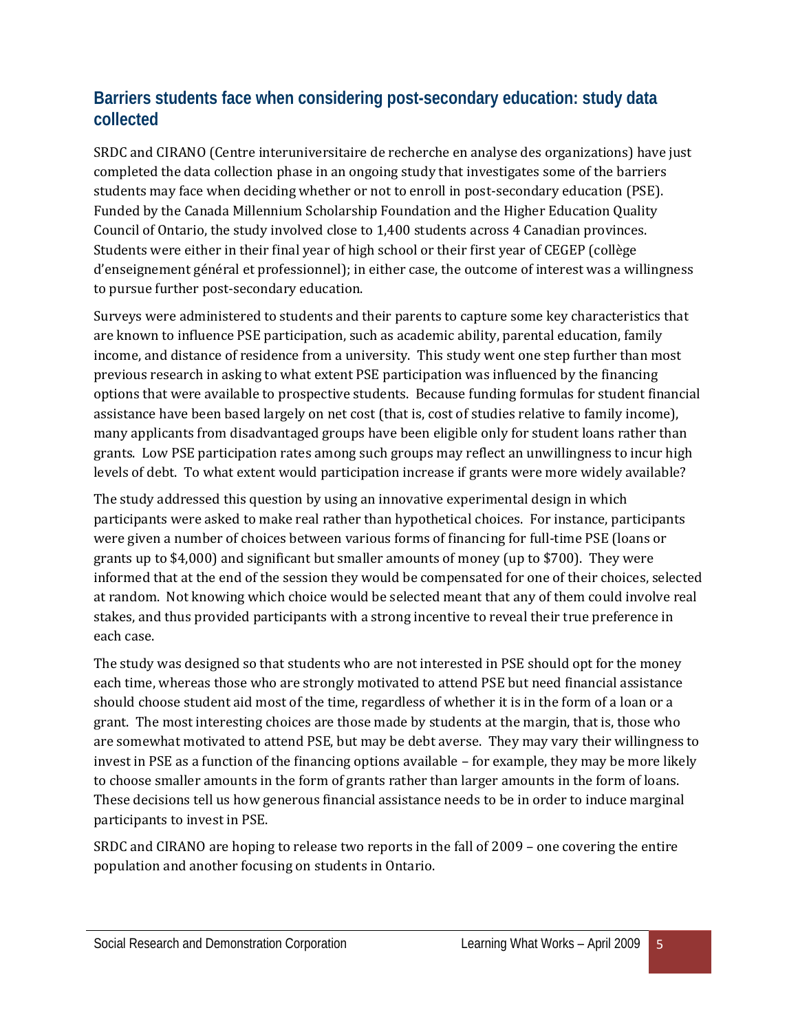## Barriers students face when considering post-secondary education: study data collected

SRDC and CIRANO (Centre interuniversitaire de recherche en analyse des organizations) have just completed the data collection phase in an ongoing study that investigates some of the barriers students may face when deciding whether or not to enroll in post-secondary education (PSE). Funded by the Canada Millennium Scholarship Foundation and the Higher Education Quality Council of Ontario, the study involved close to 1,400 students across 4 Canadian provinces. Students were either in their final year of high school or their first year of CEGEP (collège d'enseignement général et professionnel); in either case, the outcome of interest was a willingness to pursue further post-secondary education.

Surveys were administered to students and their parents to capture some key characteristics that are known to influence PSE participation, such as academic ability, parental education, family income, and distance of residence from a university. This study went one step further than most previous research in asking to what extent PSE participation was influenced by the financing options that were available to prospective students. Because funding formulas for student financial assistance have been based largely on net cost (that is, cost of studies relative to family income), many applicants from disadvantaged groups have been eligible only for student loans rather than grants. Low PSE participation rates among such groups may reflect an unwillingness to incur high levels of debt. To what extent would participation increase if grants were more widely available?

The study addressed this question by using an innovative experimental design in which participants were asked to make real rather than hypothetical choices. For instance, participants were given a number of choices between various forms of financing for full-time PSE (loans or grants up to $4,000) and significant but smaller amounts of money (up to $700). They were informed that at the end of the session they would be compensated for one of their choices, selected at random. Not knowing which choice would be selected meant that any of them could involve real stakes, and thus provided participants with a strong incentive to reveal their true preference in each case.

The study was designed so that students who are not interested in PSE should opt for the money each time, whereas those who are strongly motivated to attend PSE but need financial assistance should choose student aid most of the time, regardless of whether it is in the form of a loan or a grant. The most interesting choices are those made by students at the margin, that is, those who are somewhat motivated to attend PSE, but may be debt averse. They may vary their willingness to invest in PSE as a function of the financing options available – for example, they may be more likely to choose smaller amounts in the form of grants rather than larger amounts in the form of loans. These decisions tell us how generous financial assistance needs to be in order to induce marginal participants to invest in PSE.

SRDC and CIRANO are hoping to release two reports in the fall of 2009 – one covering the entire population and another focusing on students in Ontario.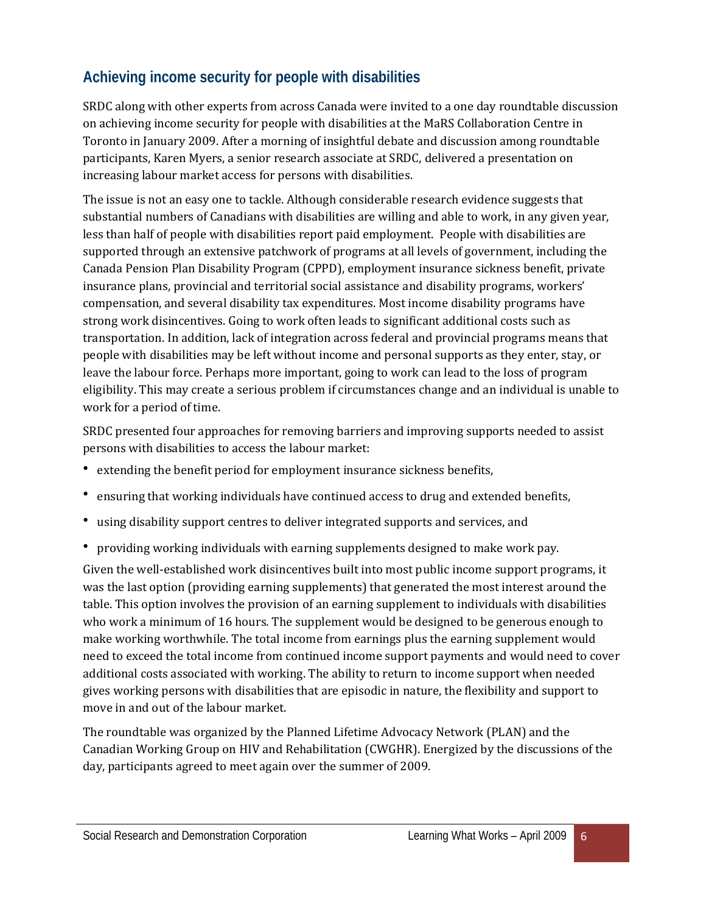## Achieving income security for people with disabilities

SRDC along with other experts from across Canada were invited to a one day roundtable discussion on achieving income security for people with disabilities at the MaRS Collaboration Centre in Toronto in January 2009. After a morning of insightful debate and discussion among roundtable participants, Karen Myers, a senior research associate at SRDC, delivered a presentation on increasing labour market access for persons with disabilities.

The issue is not an easy one to tackle. Although considerable research evidence suggests that substantial numbers of Canadians with disabilities are willing and able to work, in any given year, less than half of people with disabilities report paid employment. People with disabilities are supported through an extensive patchwork of programs at all levels of government, including the Canada Pension Plan Disability Program (CPPD), employment insurance sickness benefit, private insurance plans, provincial and territorial social assistance and disability programs, workers' compensation, and several disability tax expenditures. Most income disability programs have strong work disincentives. Going to work often leads to significant additional costs such as transportation. In addition, lack of integration across federal and provincial programs means that people with disabilities may be left without income and personal supports as they enter, stay, or leave the labour force. Perhaps more important, going to work can lead to the loss of program eligibility. This may create a serious problem if circumstances change and an individual is unable to work for a period of time.

SRDC presented four approaches for removing barriers and improving supports needed to assist persons with disabilities to access the labour market:

- extending the benefit period for employment insurance sickness benefits,
- ensuring that working individuals have continued access to drug and extended benefits,
- using disability support centres to deliver integrated supports and services, and
- providing working individuals with earning supplements designed to make work pay.

Given the well-established work disincentives built into most public income support programs, it was the last option (providing earning supplements) that generated the most interest around the table. This option involves the provision of an earning supplement to individuals with disabilities who work a minimum of 16 hours. The supplement would be designed to be generous enough to make working worthwhile. The total income from earnings plus the earning supplement would need to exceed the total income from continued income support payments and would need to cover additional costs associated with working. The ability to return to income support when needed gives working persons with disabilities that are episodic in nature, the flexibility and support to move in and out of the labour market.

The roundtable was organized by the Planned Lifetime Advocacy Network (PLAN) and the Canadian Working Group on HIV and Rehabilitation (CWGHR). Energized by the discussions of the day, participants agreed to meet again over the summer of 2009.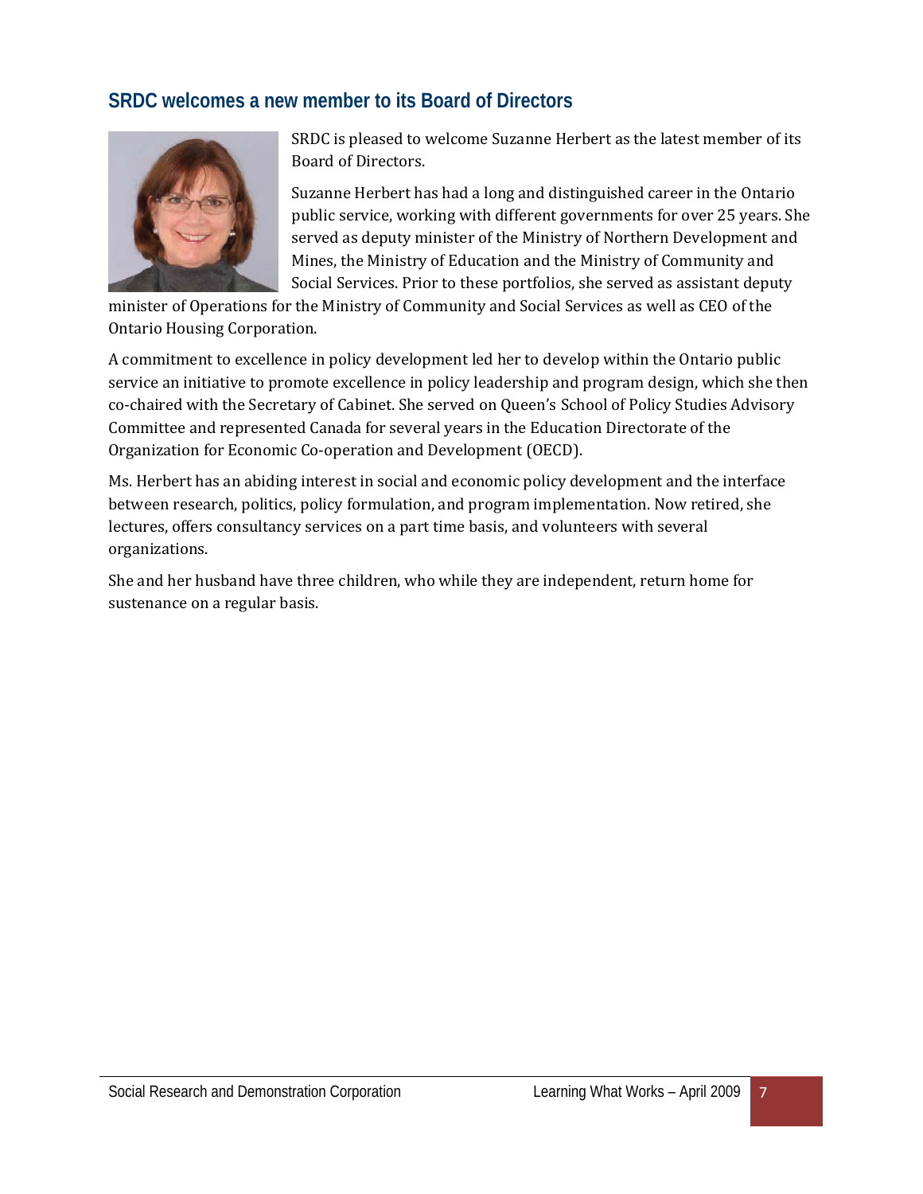## SRDC welcomes a new member to its Board of Directors

SRDC is pleased to welcome Suzanne Herbert as the latest member of its Board of Directors.

Suzanne Herbert has had a long and distinguished career in the Ontario public service, working with different governments for over 25 years. She served as deputy minister of the Ministry of Northern Development and Mines, the Ministry of Education and the Ministry of Community and Social Services. Prior to these portfolios, she served as assistant deputy minister of Operations for the Ministry of Community and Social Services as well as CEO of the Ontario Housing Corporation.

A commitment to excellence in policy development led her to develop within the Ontario public service an initiative to promote excellence in policy leadership and program design, which she then co-chaired with the Secretary of Cabinet. She served on Queen's School of Policy Studies Advisory Committee and represented Canada for several years in the Education Directorate of the Organization for Economic Co-operation and Development (OECD).

Ms. Herbert has an abiding interest in social and economic policy development and the interface between research, politics, policy formulation, and program implementation. Now retired, she lectures, offers consultancy services on a part time basis, and volunteers with several organizations.

She and her husband have three children, who while they are independent, return home for sustenance on a regular basis.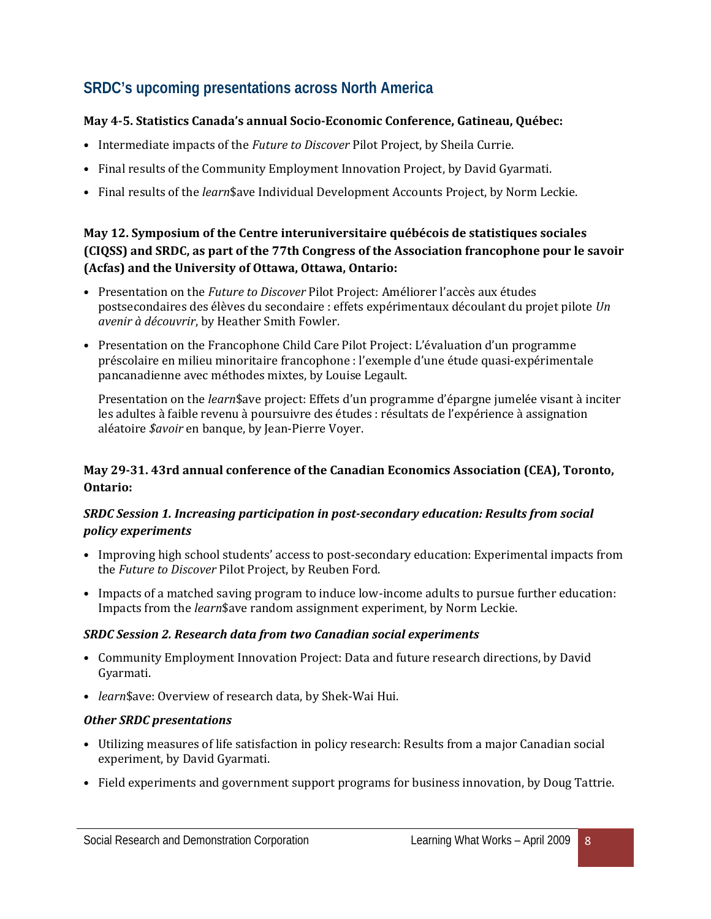## SRDC's upcoming presentations across North America

**May 4-5. Statistics Canada's annual Socio-Economic Conference, Gatineau, Québec:**

- Intermediate impacts of the *Future to Discover* Pilot Project, by Sheila Currie.
- Final results of the Community Employment Innovation Project, by David Gyarmati.
- Final results of the *learn*$ave Individual Development Accounts Project, by Norm Leckie.

**May 12. Symposium of the Centre interuniversitaire québécois de statistiques sociales (CIQSS) and SRDC, as part of the 77th Congress of the Association francophone pour le savoir (Acfas) and the University of Ottawa, Ottawa, Ontario:**

- Presentation on the *Future to Discover* Pilot Project: Améliorer l'accès aux études postsecondaires des élèves du secondaire : effets expérimentaux découlant du projet pilote *Un avenir à découvrir*, by Heather Smith Fowler.
- Presentation on the Francophone Child Care Pilot Project: L'évaluation d'un programme préscolaire en milieu minoritaire francophone : l'exemple d'une étude quasi-expérimentale pancanadienne avec méthodes mixtes, by Louise Legault.

  Presentation on the *learn*$ave project: Effets d'un programme d'épargne jumelée visant à inciter les adultes à faible revenu à poursuivre des études : résultats de l'expérience à assignation aléatoire *$avoir* en banque, by Jean-Pierre Voyer.

**May 29-31. 43rd annual conference of the Canadian Economics Association (CEA), Toronto, Ontario:**

***SRDC Session 1. Increasing participation in post-secondary education: Results from social policy experiments***

- Improving high school students' access to post-secondary education: Experimental impacts from the *Future to Discover* Pilot Project, by Reuben Ford.
- Impacts of a matched saving program to induce low-income adults to pursue further education: Impacts from the *learn*$ave random assignment experiment, by Norm Leckie.

***SRDC Session 2. Research data from two Canadian social experiments***

- Community Employment Innovation Project: Data and future research directions, by David Gyarmati.
- *learn*$ave: Overview of research data, by Shek-Wai Hui.

***Other SRDC presentations***

- Utilizing measures of life satisfaction in policy research: Results from a major Canadian social experiment, by David Gyarmati.
- Field experiments and government support programs for business innovation, by Doug Tattrie.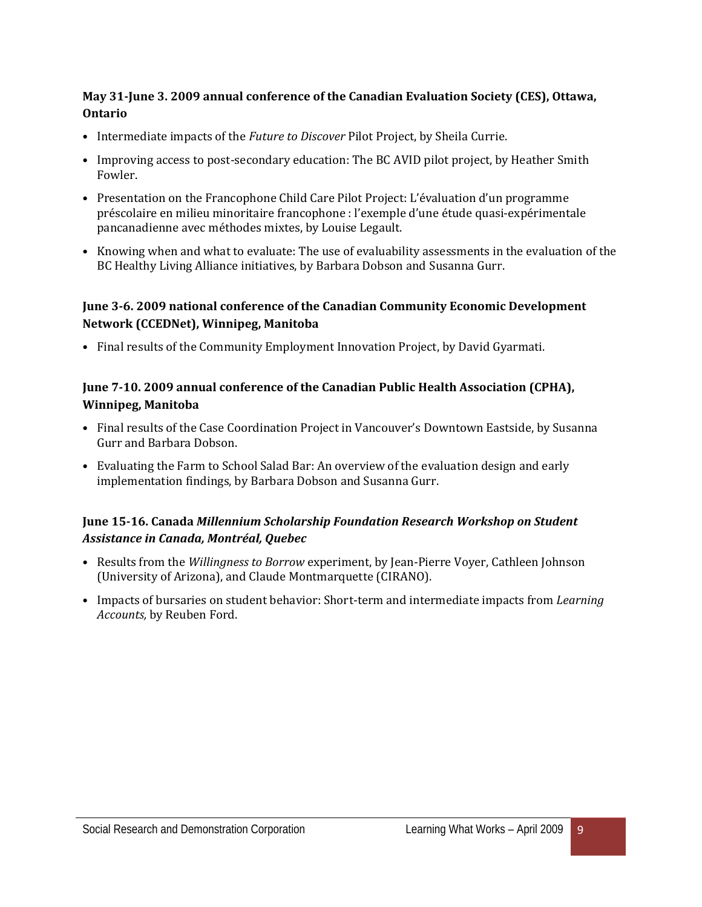**May 31-June 3. 2009 annual conference of the Canadian Evaluation Society (CES), Ottawa, Ontario**

- Intermediate impacts of the *Future to Discover* Pilot Project, by Sheila Currie.
- Improving access to post-secondary education: The BC AVID pilot project, by Heather Smith Fowler.
- Presentation on the Francophone Child Care Pilot Project: L'évaluation d'un programme préscolaire en milieu minoritaire francophone : l'exemple d'une étude quasi-expérimentale pancanadienne avec méthodes mixtes, by Louise Legault.
- Knowing when and what to evaluate: The use of evaluability assessments in the evaluation of the BC Healthy Living Alliance initiatives, by Barbara Dobson and Susanna Gurr.

**June 3-6. 2009 national conference of the Canadian Community Economic Development Network (CCEDNet), Winnipeg, Manitoba**

- Final results of the Community Employment Innovation Project, by David Gyarmati.

**June 7-10. 2009 annual conference of the Canadian Public Health Association (CPHA), Winnipeg, Manitoba**

- Final results of the Case Coordination Project in Vancouver's Downtown Eastside, by Susanna Gurr and Barbara Dobson.
- Evaluating the Farm to School Salad Bar: An overview of the evaluation design and early implementation findings, by Barbara Dobson and Susanna Gurr.

**June 15-16. Canada *Millennium Scholarship Foundation Research Workshop on Student Assistance in Canada, Montréal, Quebec***

- Results from the *Willingness to Borrow* experiment, by Jean-Pierre Voyer, Cathleen Johnson (University of Arizona), and Claude Montmarquette (CIRANO).
- Impacts of bursaries on student behavior: Short-term and intermediate impacts from *Learning Accounts,* by Reuben Ford.